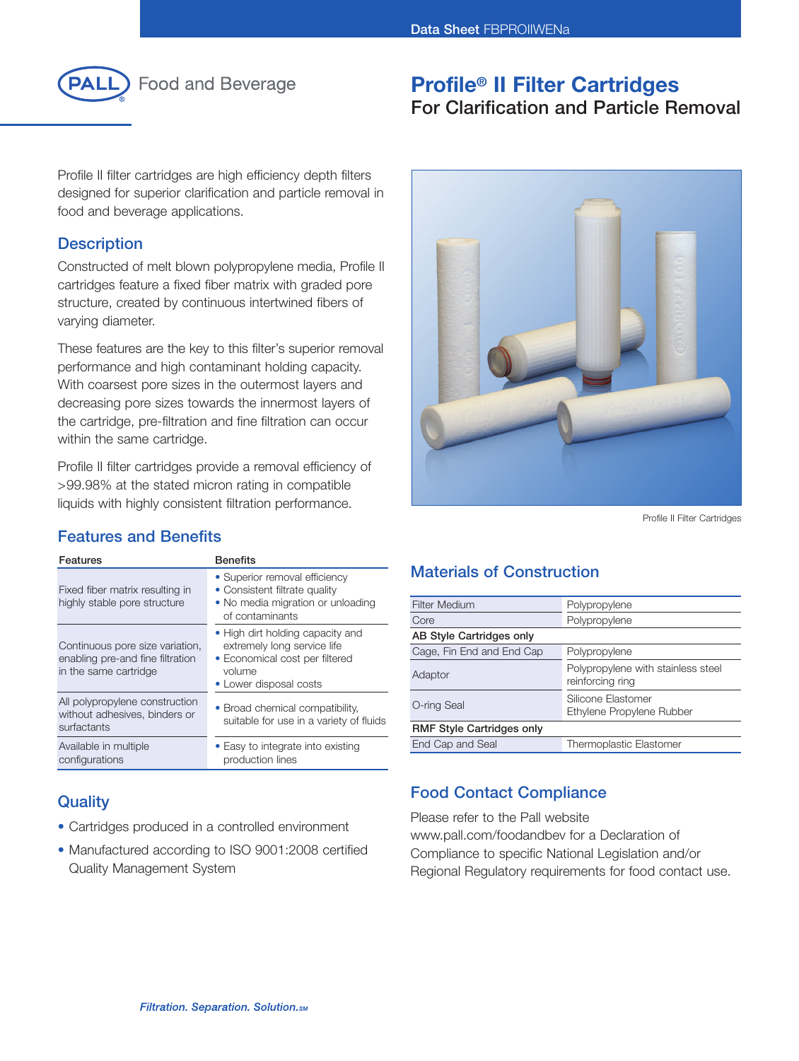Data Sheet FBPROIIWENa

PALL Food and Beverage

# Profile® II Filter Cartridges

## For Clarification and Particle Removal

Profile II filter cartridges are high efficiency depth filters designed for superior clarification and particle removal in food and beverage applications.

## Description

Constructed of melt blown polypropylene media, Profile II cartridges feature a fixed fiber matrix with graded pore structure, created by continuous intertwined fibers of varying diameter.

These features are the key to this filter's superior removal performance and high contaminant holding capacity. With coarsest pore sizes in the outermost layers and decreasing pore sizes towards the innermost layers of the cartridge, pre-filtration and fine filtration can occur within the same cartridge.

Profile II filter cartridges provide a removal efficiency of >99.98% at the stated micron rating in compatible liquids with highly consistent filtration performance.

Profile II Filter Cartridges

## Features and Benefits

| Features | Benefits |
|---|---|
| Fixed fiber matrix resulting in highly stable pore structure | • Superior removal efficiency<br>• Consistent filtrate quality<br>• No media migration or unloading of contaminants |
| Continuous pore size variation, enabling pre-and fine filtration in the same cartridge | • High dirt holding capacity and extremely long service life<br>• Economical cost per filtered volume<br>• Lower disposal costs |
| All polypropylene construction without adhesives, binders or surfactants | • Broad chemical compatibility, suitable for use in a variety of fluids |
| Available in multiple configurations | • Easy to integrate into existing production lines |

## Materials of Construction

| | |
|---|---|
| Filter Medium | Polypropylene |
| Core | Polypropylene |
| **AB Style Cartridges only** | |
| Cage, Fin End and End Cap | Polypropylene |
| Adaptor | Polypropylene with stainless steel reinforcing ring |
| O-ring Seal | Silicone Elastomer<br>Ethylene Propylene Rubber |
| **RMF Style Cartridges only** | |
| End Cap and Seal | Thermoplastic Elastomer |

## Quality

- Cartridges produced in a controlled environment
- Manufactured according to ISO 9001:2008 certified Quality Management System

## Food Contact Compliance

Please refer to the Pall website www.pall.com/foodandbev for a Declaration of Compliance to specific National Legislation and/or Regional Regulatory requirements for food contact use.

*Filtration. Separation. Solution.SM*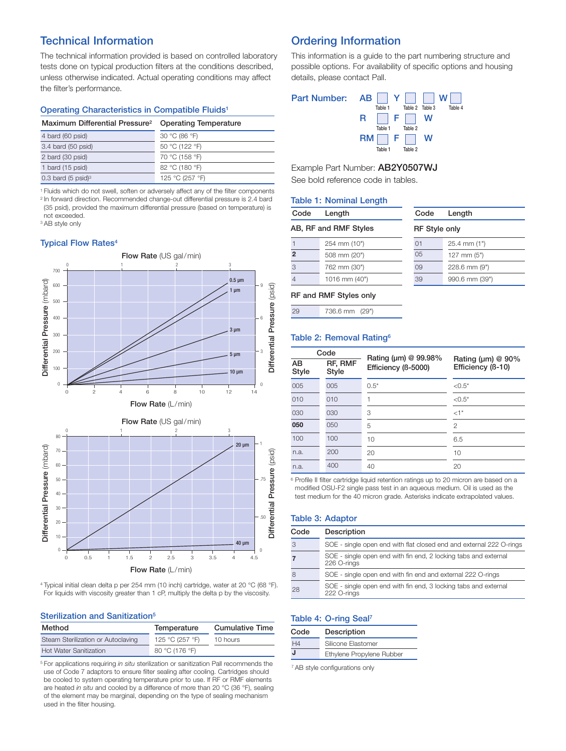## Technical Information

The technical information provided is based on controlled laboratory tests done on typical production filters at the conditions described, unless otherwise indicated. Actual operating conditions may affect the filter's performance.

### Operating Characteristics in Compatible Fluids[1]

| Maximum Differential Pressure[2] | Operating Temperature |
|---|---|
| 4 bard (60 psid) | 30 °C (86 °F) |
| 3.4 bard (50 psid) | 50 °C (122 °F) |
| 2 bard (30 psid) | 70 °C (158 °F) |
| 1 bard (15 psid) | 82 °C (180 °F) |
| 0.3 bard (5 psid)[3] | 125 °C (257 °F) |

[1] Fluids which do not swell, soften or adversely affect any of the filter components
[2] In forward direction. Recommended change-out differential pressure is 2.4 bard (35 psid), provided the maximum differential pressure (based on temperature) is not exceeded.
[3] AB style only

### Typical Flow Rates[4]

[4] Typical initial clean delta p per 254 mm (10 inch) cartridge, water at 20 °C (68 °F). For liquids with viscosity greater than 1 cP, multiply the delta p by the viscosity.

### Sterilization and Sanitization[5]

| Method | Temperature | Cumulative Time |
|---|---|---|
| Steam Sterilization or Autoclaving | 125 °C (257 °F) | 10 hours |
| Hot Water Sanitization | 80 °C (176 °F) | |

[5] For applications requiring *in situ* sterilization or sanitization Pall recommends the use of Code 7 adaptors to ensure filter sealing after cooling. Cartridges should be cooled to system operating temperature prior to use. If RF or RMF elements are heated *in situ* and cooled by a difference of more than 20 °C (36 °F), sealing of the element may be marginal, depending on the type of sealing mechanism used in the filter housing.

## Ordering Information

This information is a guide to the part numbering structure and possible options. For availability of specific options and housing details, please contact Pall.

**Part Number:**
- AB [Table 1] Y [Table 2] [Table 3] W [Table 4]
- R [Table 1] F [Table 2] W
- RM [Table 1] F [Table 2] W

Example Part Number: **AB2Y0507WJ**
See bold reference code in tables.

### Table 1: Nominal Length

| Code | Length |
|---|---|
| **AB, RF and RMF Styles** | |
| 1 | 254 mm (10") |
| **2** | 508 mm (20") |
| 3 | 762 mm (30") |
| 4 | 1016 mm (40") |
| **RF and RMF Styles only** | |
| 29 | 736.6 mm (29") |

| Code | Length |
|---|---|
| **RF Style only** | |
| 01 | 25.4 mm (1") |
| 05 | 127 mm (5") |
| 09 | 228.6 mm (9") |
| 39 | 990.6 mm (39") |

### Table 2: Removal Rating[6]

| Code | | Rating (µm) @ 99.98% Efficiency (ß-5000) | Rating (µm) @ 90% Efficiency (ß-10) |
|---|---|---|---|
| AB Style | RF, RMF Style | | |
| 005 | 005 | 0.5* | <0.5* |
| 010 | 010 | 1 | <0.5* |
| 030 | 030 | 3 | <1* |
| **050** | 050 | 5 | 2 |
| 100 | 100 | 10 | 6.5 |
| n.a. | 200 | 20 | 10 |
| n.a. | 400 | 40 | 20 |

[6] Profile II filter cartridge liquid retention ratings up to 20 micron are based on a modified OSU-F2 single pass test in an aqueous medium. Oil is used as the test medium for the 40 micron grade. Asterisks indicate extrapolated values.

### Table 3: Adaptor

| Code | Description |
|---|---|
| 3 | SOE - single open end with flat closed end and external 222 O-rings |
| **7** | SOE - single open end with fin end, 2 locking tabs and external 226 O-rings |
| 8 | SOE - single open end with fin end and external 222 O-rings |
| 28 | SOE - single open end with fin end, 3 locking tabs and external 222 O-rings |

### Table 4: O-ring Seal[7]

| Code | Description |
|---|---|
| H4 | Silicone Elastomer |
| **J** | Ethylene Propylene Rubber |

[7] AB style configurations only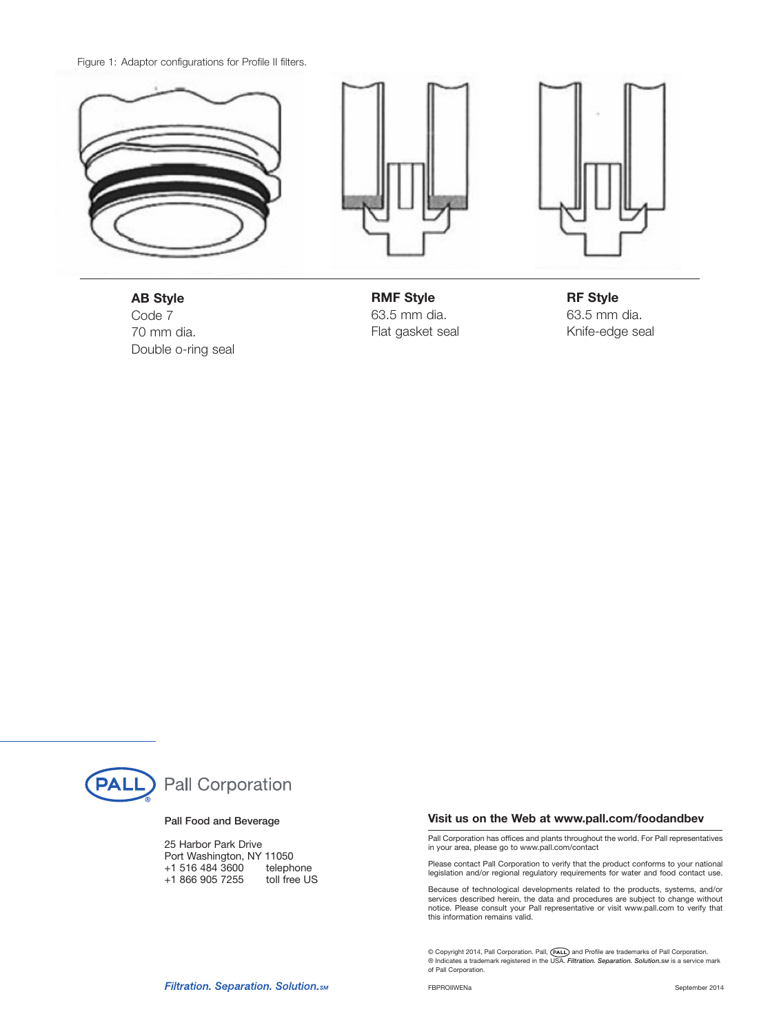Figure 1: Adaptor configurations for Profile II filters.

**AB Style**
Code 7
70 mm dia.
Double o-ring seal

**RMF Style**
63.5 mm dia.
Flat gasket seal

**RF Style**
63.5 mm dia.
Knife-edge seal

Pall Corporation

**Pall Food and Beverage**

25 Harbor Park Drive
Port Washington, NY 11050
+1 516 484 3600 telephone
+1 866 905 7255 toll free US

**Visit us on the Web at www.pall.com/foodandbev**

Pall Corporation has offices and plants throughout the world. For Pall representatives in your area, please go to www.pall.com/contact

Please contact Pall Corporation to verify that the product conforms to your national legislation and/or regional regulatory requirements for water and food contact use.

Because of technological developments related to the products, systems, and/or services described herein, the data and procedures are subject to change without notice. Please consult your Pall representative or visit www.pall.com to verify that this information remains valid.

© Copyright 2014, Pall Corporation. Pall, PALL and Profile are trademarks of Pall Corporation. ® Indicates a trademark registered in the USA. ***Filtration. Separation. Solution.SM*** is a service mark of Pall Corporation.

***Filtration. Separation. Solution.SM***

FBPROIIWENa

September 2014